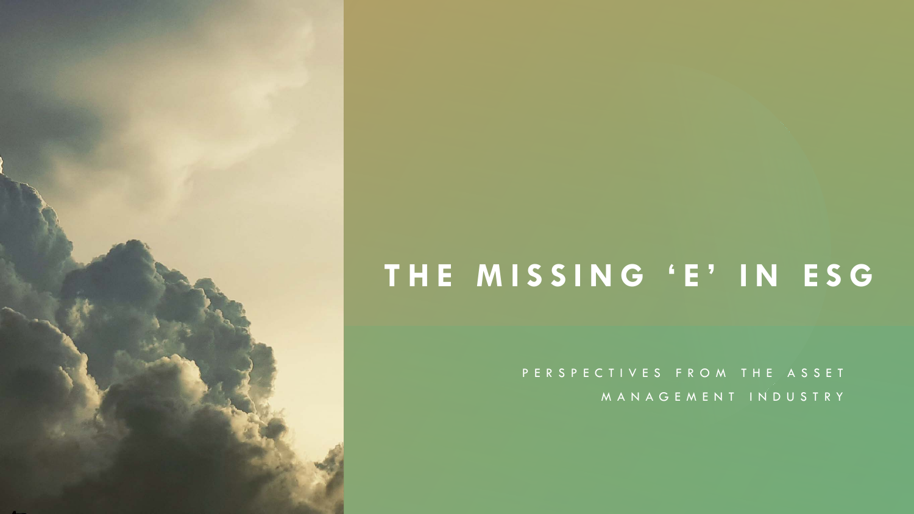# THE MISSING 'E' IN ESG

PERSPECTIVES FROM THE ASSET MANAGEMENT INDUSTRY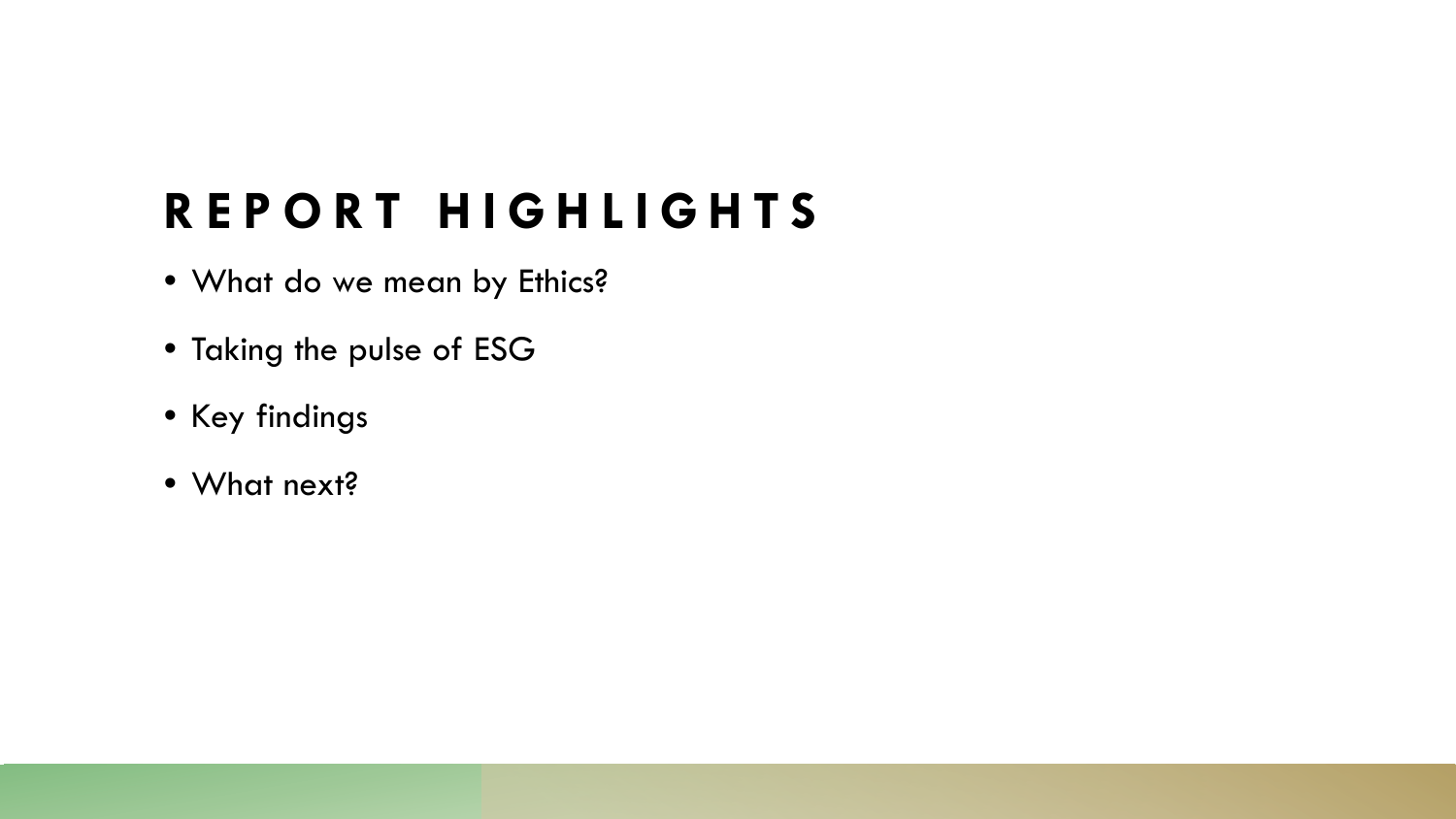## REPORT HIGHLIGHTS

- What do we mean by Ethics?
- Taking the pulse of ESG
- Key findings
- What next?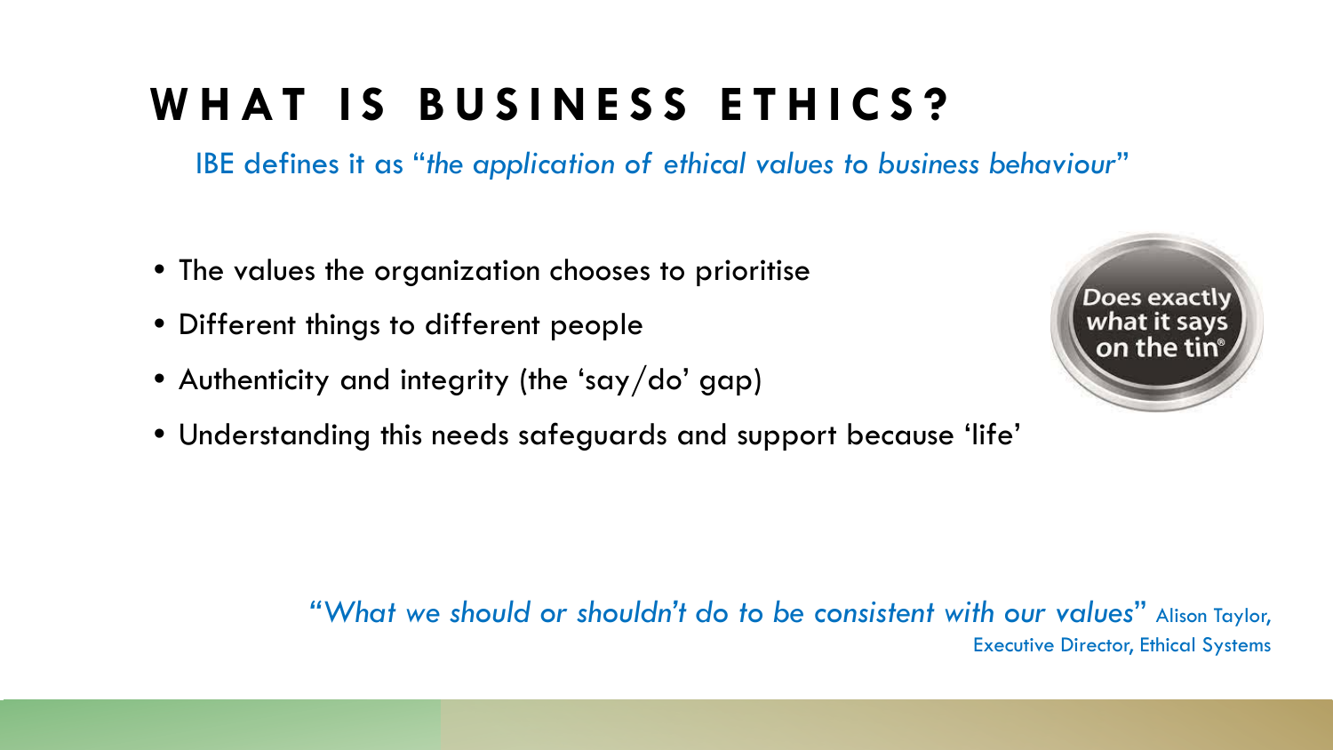# WHAT IS BUSINESS ETHICS?

IBE defines it as "*the application of ethical values to business behaviour*"

- The values the organization chooses to prioritise
- Different things to different people
- Authenticity and integrity (the 'say/do' gap)
- Understanding this needs safeguards and support because 'life'

Does exactly what it says on the tin®

"*What we should or shouldn't do to be consistent with our values*" Alison Taylor, Executive Director, Ethical Systems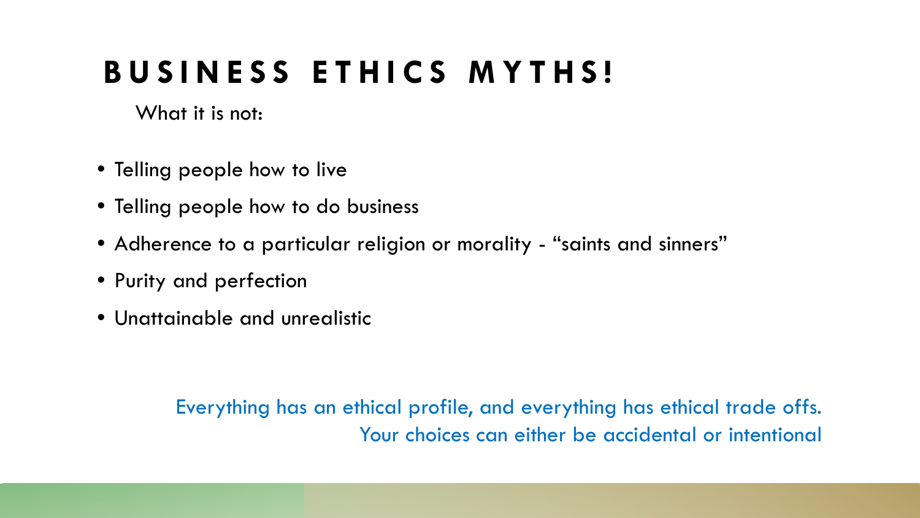# BUSINESS ETHICS MYTHS!

What it is not:

- Telling people how to live
- Telling people how to do business
- Adherence to a particular religion or morality - “saints and sinners”
- Purity and perfection
- Unattainable and unrealistic

Everything has an ethical profile, and everything has ethical trade offs.
Your choices can either be accidental or intentional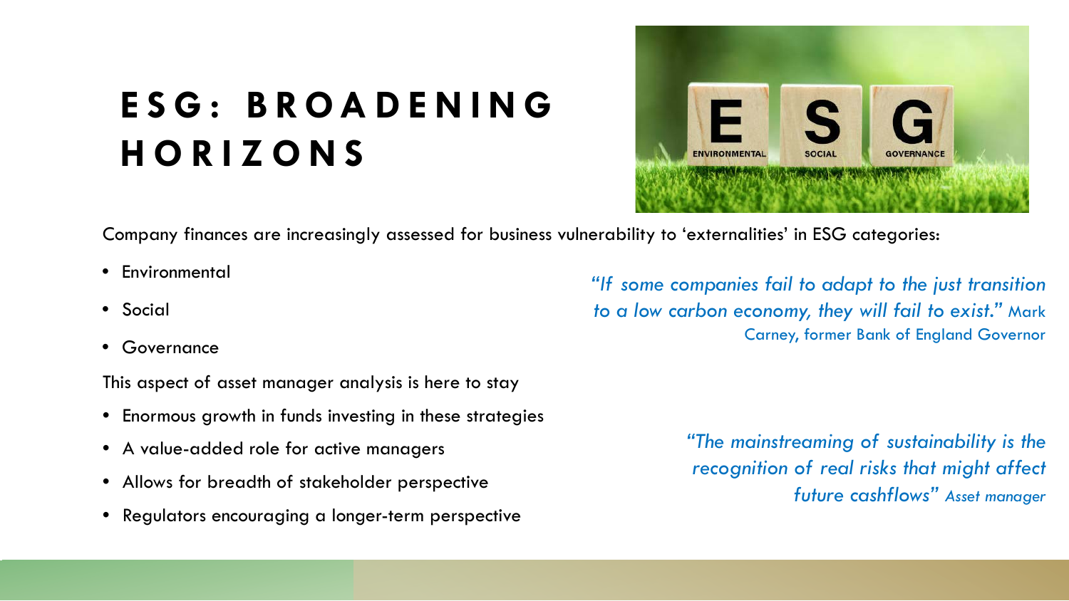# ESG: BROADENING HORIZONS

Company finances are increasingly assessed for business vulnerability to 'externalities' in ESG categories:

- Environmental
- Social
- Governance

This aspect of asset manager analysis is here to stay

- Enormous growth in funds investing in these strategies
- A value-added role for active managers
- Allows for breadth of stakeholder perspective
- Regulators encouraging a longer-term perspective

*"If some companies fail to adapt to the just transition to a low carbon economy, they will fail to exist."* Mark Carney, former Bank of England Governor

*"The mainstreaming of sustainability is the recognition of real risks that might affect future cashflows" Asset manager*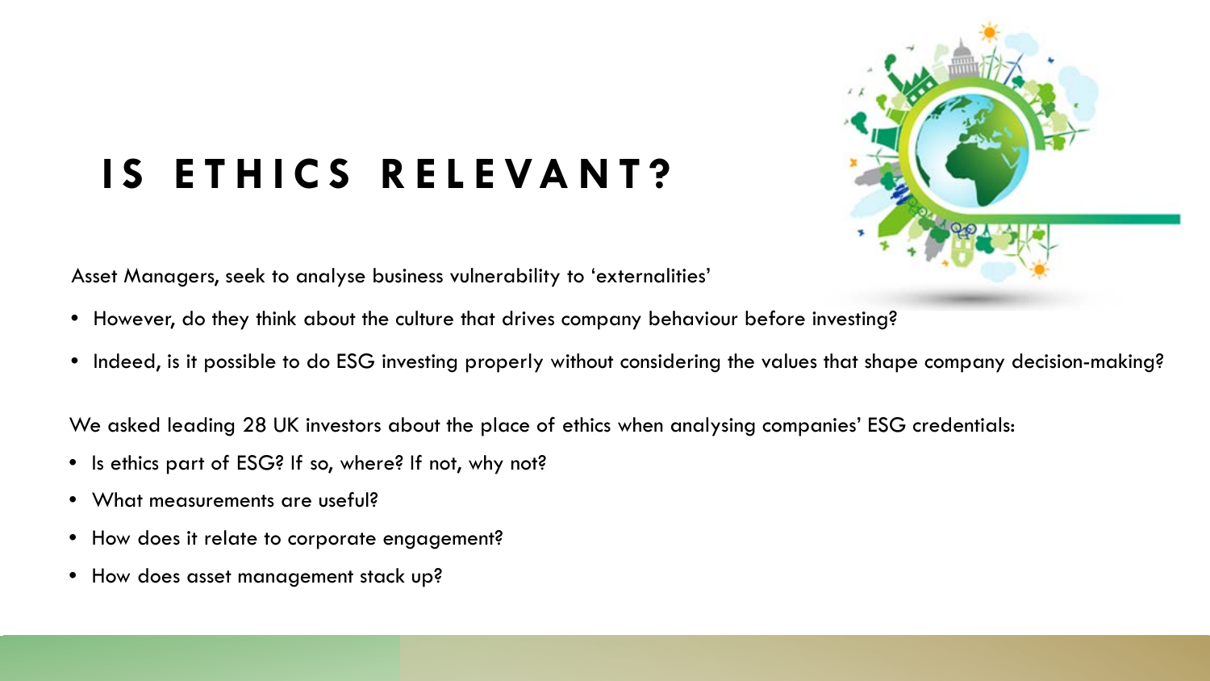# IS ETHICS RELEVANT?

Asset Managers, seek to analyse business vulnerability to 'externalities'

- However, do they think about the culture that drives company behaviour before investing?
- Indeed, is it possible to do ESG investing properly without considering the values that shape company decision-making?

We asked leading 28 UK investors about the place of ethics when analysing companies' ESG credentials:

- Is ethics part of ESG? If so, where? If not, why not?
- What measurements are useful?
- How does it relate to corporate engagement?
- How does asset management stack up?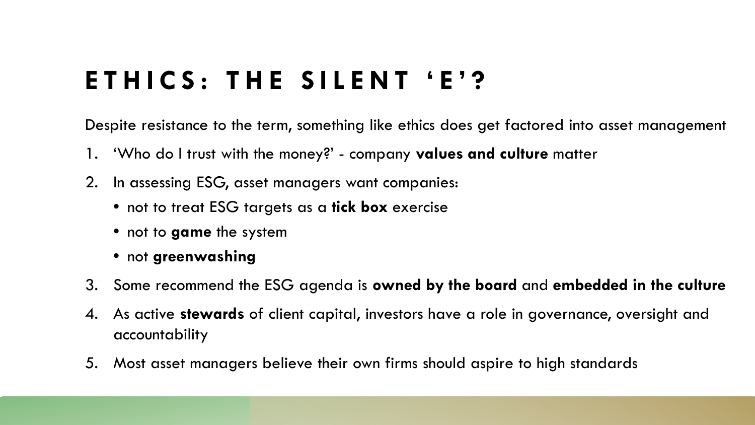# ETHICS: THE SILENT 'E'?

Despite resistance to the term, something like ethics does get factored into asset management

1. 'Who do I trust with the money?' - company **values and culture** matter
2. In assessing ESG, asset managers want companies:
   - not to treat ESG targets as a **tick box** exercise
   - not to **game** the system
   - not **greenwashing**
3. Some recommend the ESG agenda is **owned by the board** and **embedded in the culture**
4. As active **stewards** of client capital, investors have a role in governance, oversight and accountability
5. Most asset managers believe their own firms should aspire to high standards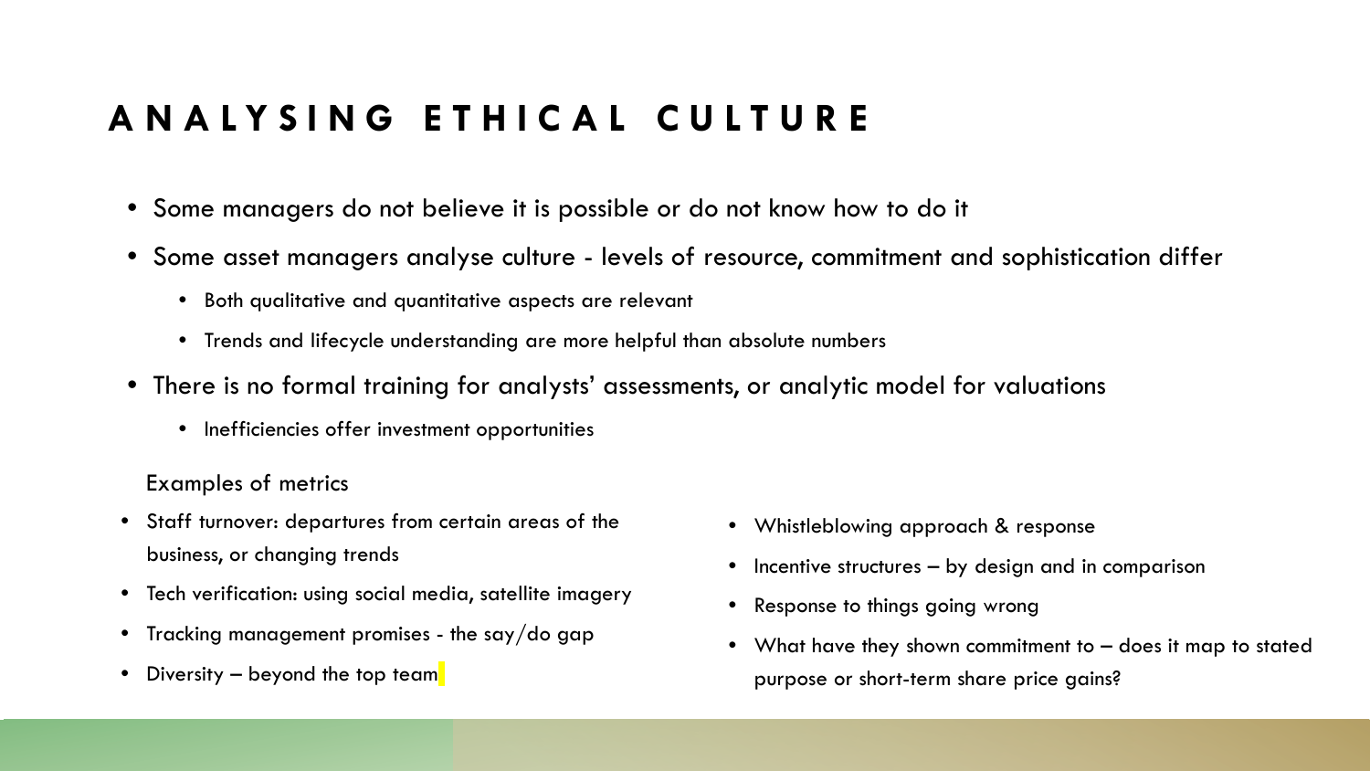# ANALYSING ETHICAL CULTURE

- Some managers do not believe it is possible or do not know how to do it
- Some asset managers analyse culture - levels of resource, commitment and sophistication differ
  - Both qualitative and quantitative aspects are relevant
  - Trends and lifecycle understanding are more helpful than absolute numbers
- There is no formal training for analysts' assessments, or analytic model for valuations
  - Inefficiencies offer investment opportunities

Examples of metrics

- Staff turnover: departures from certain areas of the business, or changing trends
- Tech verification: using social media, satellite imagery
- Tracking management promises - the say/do gap
- Diversity – beyond the top team
- Whistleblowing approach & response
- Incentive structures – by design and in comparison
- Response to things going wrong
- What have they shown commitment to – does it map to stated purpose or short-term share price gains?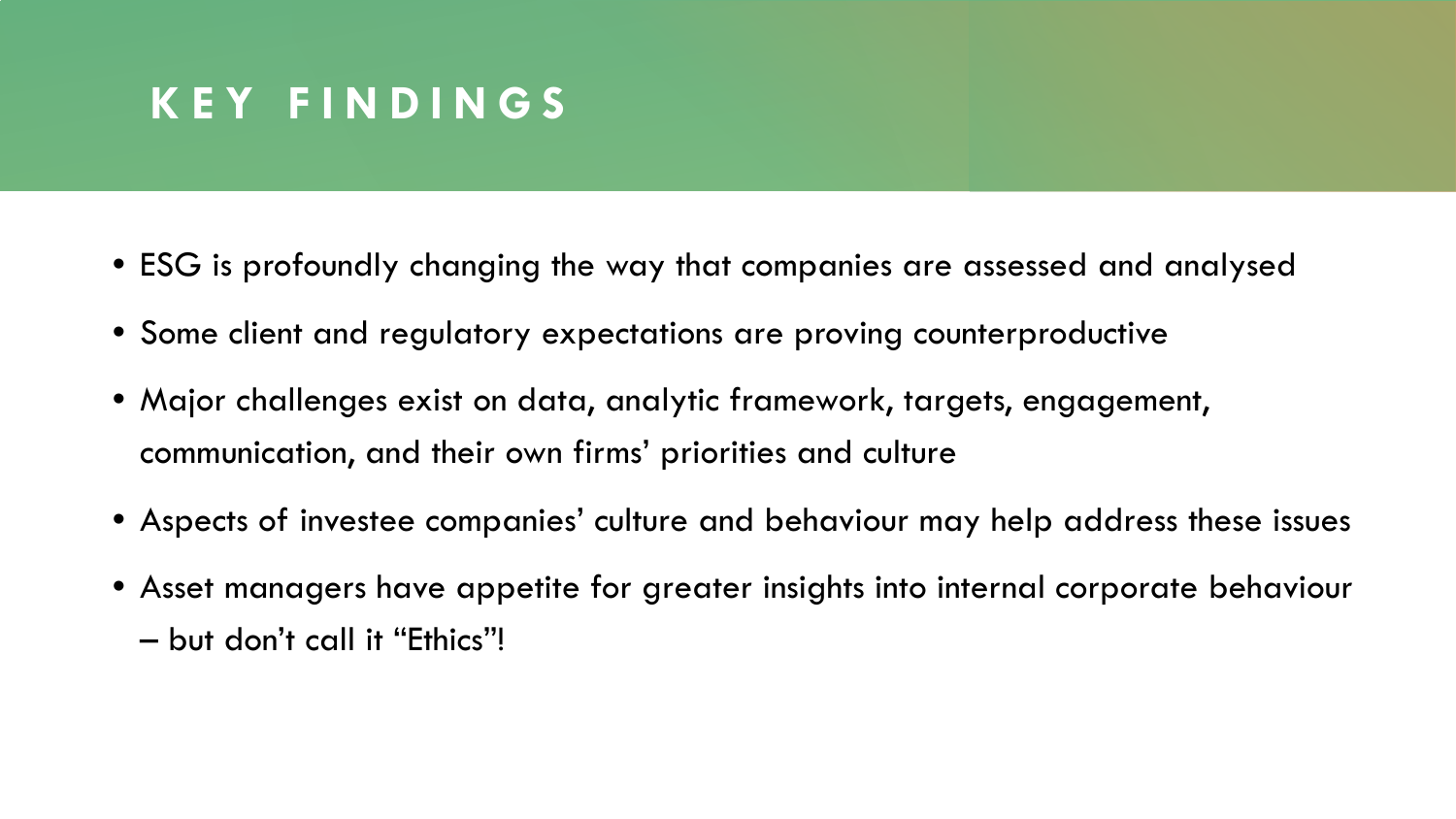# KEY FINDINGS

- ESG is profoundly changing the way that companies are assessed and analysed
- Some client and regulatory expectations are proving counterproductive
- Major challenges exist on data, analytic framework, targets, engagement, communication, and their own firms' priorities and culture
- Aspects of investee companies' culture and behaviour may help address these issues
- Asset managers have appetite for greater insights into internal corporate behaviour – but don't call it "Ethics"!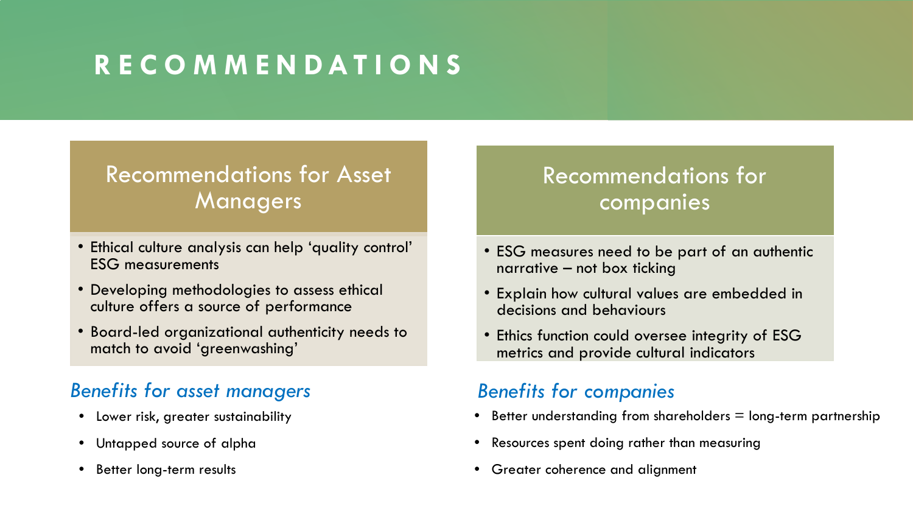# RECOMMENDATIONS

## Recommendations for Asset Managers

- Ethical culture analysis can help 'quality control' ESG measurements
- Developing methodologies to assess ethical culture offers a source of performance
- Board-led organizational authenticity needs to match to avoid 'greenwashing'

### *Benefits for asset managers*

- Lower risk, greater sustainability
- Untapped source of alpha
- Better long-term results

## Recommendations for companies

- ESG measures need to be part of an authentic narrative – not box ticking
- Explain how cultural values are embedded in decisions and behaviours
- Ethics function could oversee integrity of ESG metrics and provide cultural indicators

### *Benefits for companies*

- Better understanding from shareholders = long-term partnership
- Resources spent doing rather than measuring
- Greater coherence and alignment